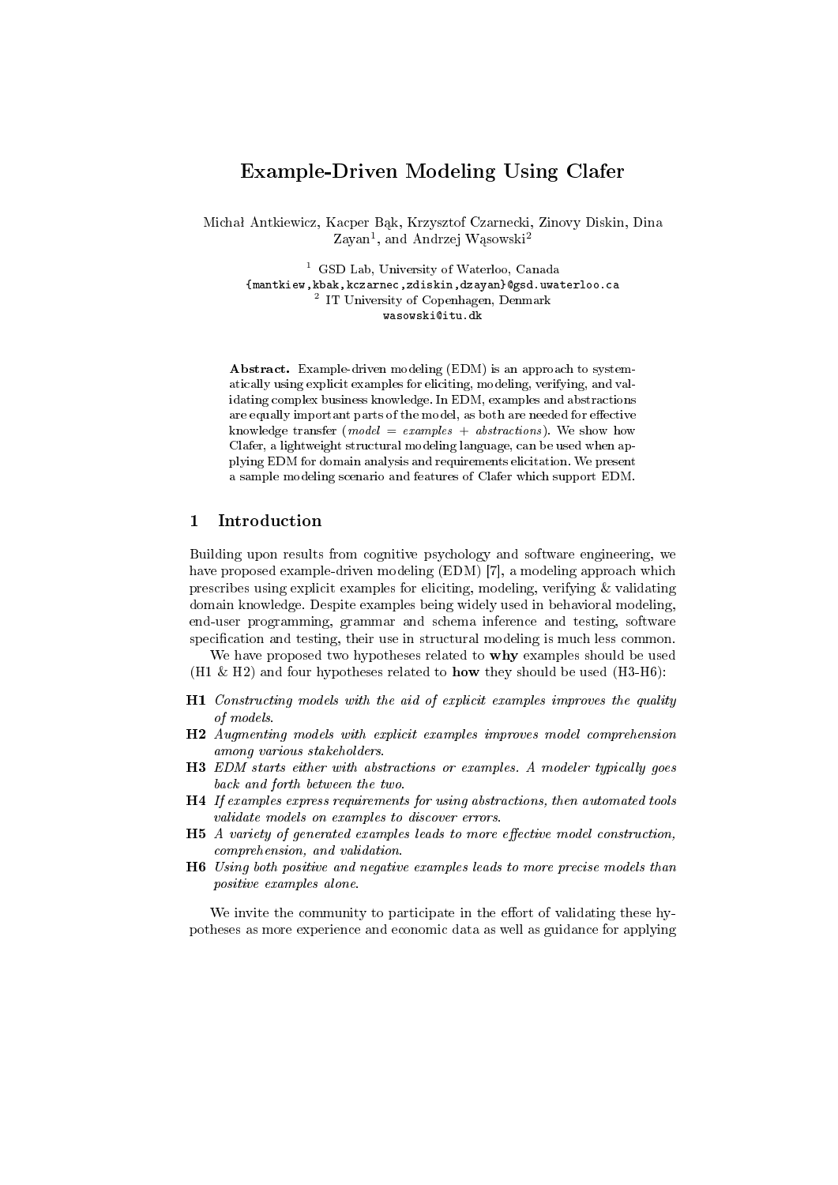# Example-Driven Modeling Using Clafer

Michał Antkiewicz, Kacper Bąk, Krzysztof Czarnecki, Zinovy Diskin, Dina Zayan[1], and Andrzej Wąsowski[2]

[1] GSD Lab, University of Waterloo, Canada
{mantkiew,kbak,kczarnec,zdiskin,dzayan}@gsd.uwaterloo.ca
[2] IT University of Copenhagen, Denmark
wasowski@itu.dk

**Abstract.** Example-driven modeling (EDM) is an approach to systematically using explicit examples for eliciting, modeling, verifying, and validating complex business knowledge. In EDM, examples and abstractions are equally important parts of the model, as both are needed for effective knowledge transfer (*model = examples + abstractions*). We show how Clafer, a lightweight structural modeling language, can be used when applying EDM for domain analysis and requirements elicitation. We present a sample modeling scenario and features of Clafer which support EDM.

## 1 Introduction

Building upon results from cognitive psychology and software engineering, we have proposed example-driven modeling (EDM) [7], a modeling approach which prescribes using explicit examples for eliciting, modeling, verifying & validating domain knowledge. Despite examples being widely used in behavioral modeling, end-user programming, grammar and schema inference and testing, software specification and testing, their use in structural modeling is much less common.

We have proposed two hypotheses related to **why** examples should be used (H1 & H2) and four hypotheses related to **how** they should be used (H3-H6):

- **H1** *Constructing models with the aid of explicit examples improves the quality of models.*
- **H2** *Augmenting models with explicit examples improves model comprehension among various stakeholders.*
- **H3** *EDM starts either with abstractions or examples. A modeler typically goes back and forth between the two.*
- **H4** *If examples express requirements for using abstractions, then automated tools validate models on examples to discover errors.*
- **H5** *A variety of generated examples leads to more effective model construction, comprehension, and validation.*
- **H6** *Using both positive and negative examples leads to more precise models than positive examples alone.*

We invite the community to participate in the effort of validating these hypotheses as more experience and economic data as well as guidance for applying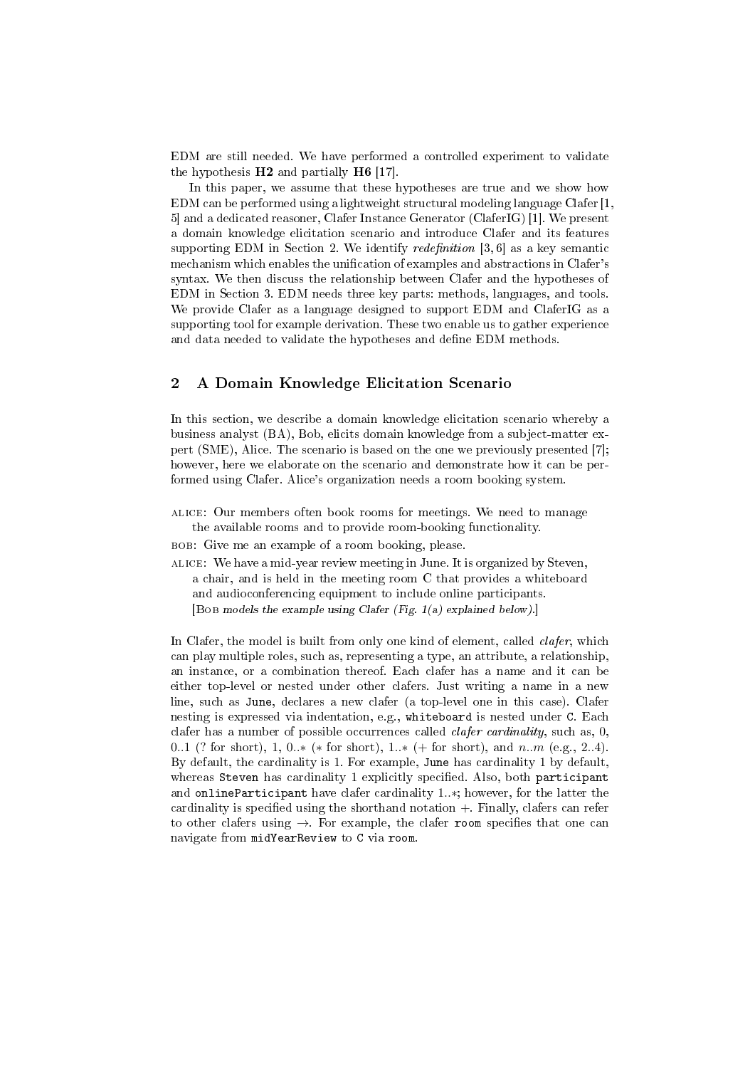EDM are still needed. We have performed a controlled experiment to validate the hypothesis **H2** and partially **H6** [17].

In this paper, we assume that these hypotheses are true and we show how EDM can be performed using a lightweight structural modeling language Clafer [1, 5] and a dedicated reasoner, Clafer Instance Generator (ClaferIG) [1]. We present a domain knowledge elicitation scenario and introduce Clafer and its features supporting EDM in Section 2. We identify *redefinition* [3, 6] as a key semantic mechanism which enables the unification of examples and abstractions in Clafer's syntax. We then discuss the relationship between Clafer and the hypotheses of EDM in Section 3. EDM needs three key parts: methods, languages, and tools. We provide Clafer as a language designed to support EDM and ClaferIG as a supporting tool for example derivation. These two enable us to gather experience and data needed to validate the hypotheses and define EDM methods.

## 2 A Domain Knowledge Elicitation Scenario

In this section, we describe a domain knowledge elicitation scenario whereby a business analyst (BA), Bob, elicits domain knowledge from a subject-matter expert (SME), Alice. The scenario is based on the one we previously presented [7]; however, here we elaborate on the scenario and demonstrate how it can be performed using Clafer. Alice's organization needs a room booking system.

ALICE: Our members often book rooms for meetings. We need to manage the available rooms and to provide room-booking functionality.

BOB: Give me an example of a room booking, please.

ALICE: We have a mid-year review meeting in June. It is organized by Steven, a chair, and is held in the meeting room C that provides a whiteboard and audioconferencing equipment to include online participants.
[BOB *models the example using Clafer (Fig. 1(a) explained below).*]

In Clafer, the model is built from only one kind of element, called *clafer*, which can play multiple roles, such as, representing a type, an attribute, a relationship, an instance, or a combination thereof. Each clafer has a name and it can be either top-level or nested under other clafers. Just writing a name in a new line, such as `June`, declares a new clafer (a top-level one in this case). Clafer nesting is expressed via indentation, e.g., `whiteboard` is nested under `C`. Each clafer has a number of possible occurrences called *clafer cardinality*, such as, 0, 0..1 (? for short), 1, 0..∗ (∗ for short), 1..∗ (+ for short), and $n..m$ (e.g., 2..4). By default, the cardinality is 1. For example, `June` has cardinality 1 by default, whereas `Steven` has cardinality 1 explicitly specified. Also, both `participant` and `onlineParticipant` have clafer cardinality 1..∗; however, for the latter the cardinality is specified using the shorthand notation +. Finally, clafers can refer to other clafers using →. For example, the clafer `room` specifies that one can navigate from `midYearReview` to `C` via `room`.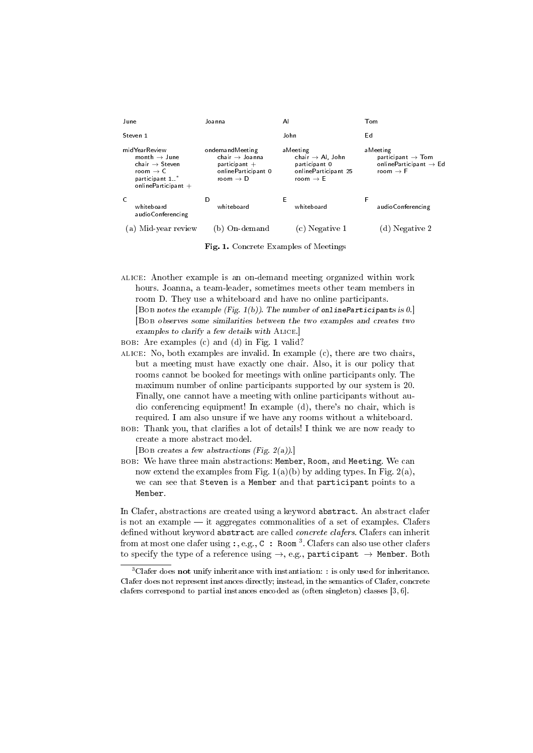```
June                    Joanna                  Al                          Tom

Steven 1                                        John                        Ed

midYearReview           ondemandMeeting         aMeeting                    aMeeting
    month → June            chair → Joanna          chair → Al, John            participant → Tom
    chair → Steven          participant +           participant 0               onlineParticipant → Ed
    room → C                onlineParticipant 0     onlineParticipant 25        room → F
    participant 1..*        room → D                room → E
    onlineParticipant +

C                       D                       E                           F
    whiteboard              whiteboard              whiteboard                  audioConferencing
    audioConferencing
```

(a) Mid-year review (b) On-demand (c) Negative 1 (d) Negative 2

**Fig. 1.** Concrete Examples of Meetings

ALICE: Another example is an on-demand meeting organized within work hours. Joanna, a team-leader, sometimes meets other team members in room D. They use a whiteboard and have no online participants.
[BOB *notes the example (Fig. 1(b)). The number of* `onlineParticipants` *is 0.*]
[BOB *observes some similarities between the two examples and creates two examples to clarify a few details with* ALICE.]

BOB: Are examples (c) and (d) in Fig. 1 valid?

ALICE: No, both examples are invalid. In example (c), there are two chairs, but a meeting must have exactly one chair. Also, it is our policy that rooms cannot be booked for meetings with online participants only. The maximum number of online participants supported by our system is 20. Finally, one cannot have a meeting with online participants without audio conferencing equipment! In example (d), there's no chair, which is required. I am also unsure if we have any rooms without a whiteboard.

BOB: Thank you, that clarifies a lot of details! I think we are now ready to create a more abstract model.
[BOB *creates a few abstractions (Fig. 2(a)).*]

BOB: We have three main abstractions: `Member`, `Room`, and `Meeting`. We can now extend the examples from Fig. 1(a)(b) by adding types. In Fig. 2(a), we can see that `Steven` is a `Member` and that `participant` points to a `Member`.

In Clafer, abstractions are created using a keyword `abstract`. An abstract clafer is not an example — it aggregates commonalities of a set of examples. Clafers defined without keyword `abstract` are called *concrete clafers*. Clafers can inherit from at most one clafer using `:`, e.g., `C : Room`[3]. Clafers can also use other clafers to specify the type of a reference using →, e.g., `participant → Member`. Both

[3] Clafer does **not** unify inheritance with instantiation: `:` is only used for inheritance. Clafer does not represent instances directly; instead, in the semantics of Clafer, concrete clafers correspond to partial instances encoded as (often singleton) classes [3, 6].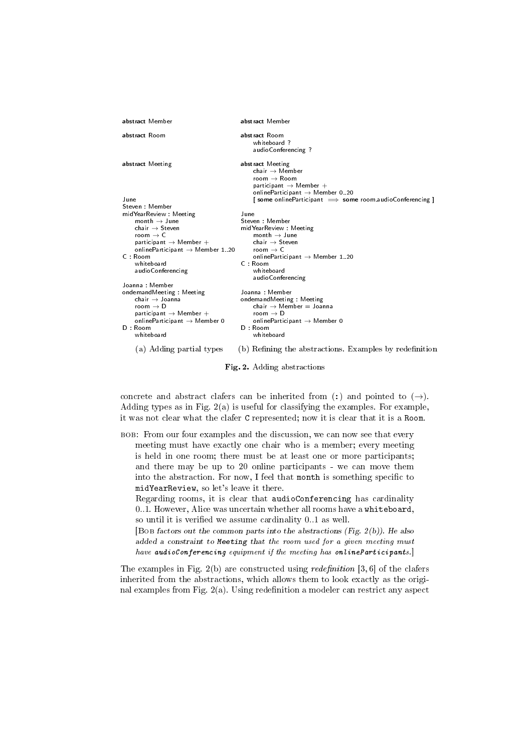```
abstract Member

abstract Room

abstract Meeting

June
Steven : Member
midYearReview : Meeting
    month → June
    chair → Steven
    room → C
    participant → Member +
    onlineParticipant → Member 1..20
C : Room
    whiteboard
    audioConferencing

Joanna : Member
ondemandMeeting : Meeting
    chair → Joanna
    room → D
    participant → Member +
    onlineParticipant → Member 0
D : Room
    whiteboard
```

(a) Adding partial types

```
abstract Member

abstract Room
    whiteboard ?
    audioConferencing ?

abstract Meeting
    chair → Member
    room → Room
    participant → Member +
    onlineParticipant → Member 0..20
    [ some onlineParticipant ⟹ some room.audioConferencing ]

June
Steven : Member
midYearReview : Meeting
    month → June
    chair → Steven
    room → C
    onlineParticipant → Member 1..20
C : Room
    whiteboard
    audioConferencing

Joanna : Member
ondemandMeeting : Meeting
    chair → Member = Joanna
    room → D
    onlineParticipant → Member 0
D : Room
    whiteboard
```

(b) Refining the abstractions. Examples by redefinition

**Fig. 2.** Adding abstractions

concrete and abstract clafers can be inherited from (`:`) and pointed to (→). Adding types as in Fig. 2(a) is useful for classifying the examples. For example, it was not clear what the clafer `C` represented; now it is clear that it is a `Room`.

BOB: From our four examples and the discussion, we can now see that every meeting must have exactly one chair who is a member; every meeting is held in one room; there must be at least one or more participants; and there may be up to 20 online participants - we can move them into the abstraction. For now, I feel that `month` is something specific to `midYearReview`, so let's leave it there.

Regarding rooms, it is clear that `audioConferencing` has cardinality 0..1. However, Alice was uncertain whether all rooms have a `whiteboard`, so until it is verified we assume cardinality 0..1 as well.

[*Bob factors out the common parts into the abstractions (Fig. 2(b)). He also added a constraint to* `Meeting` *that the room used for a given meeting must have* `audioConferencing` *equipment if the meeting has* `onlineParticipants`*.*]

The examples in Fig. 2(b) are constructed using *redefinition* [3, 6] of the clafers inherited from the abstractions, which allows them to look exactly as the original examples from Fig. 2(a). Using redefinition a modeler can restrict any aspect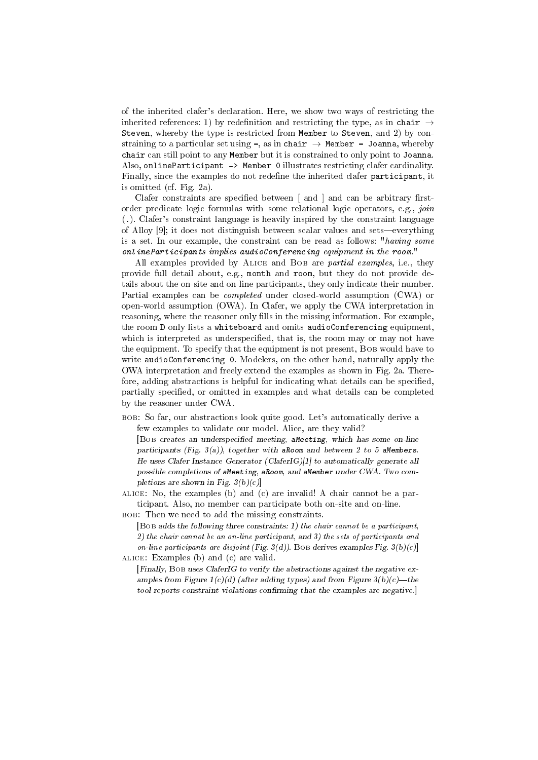of the inherited clafer's declaration. Here, we show two ways of restricting the inherited references: 1) by redefinition and restricting the type, as in `chair` $\rightarrow$ `Steven`, whereby the type is restricted from `Member` to `Steven`, and 2) by constraining to a particular set using `=`, as in `chair` $\rightarrow$ `Member = Joanna`, whereby `chair` can still point to any `Member` but it is constrained to only point to `Joanna`. Also, `onlineParticipant -> Member 0` illustrates restricting clafer cardinality. Finally, since the examples do not redefine the inherited clafer `participant`, it is omitted (cf. Fig. 2a).

Clafer constraints are specified between [ and ] and can be arbitrary first-order predicate logic formulas with some relational logic operators, e.g., *join* (.). Clafer's constraint language is heavily inspired by the constraint language of Alloy [9]; it does not distinguish between scalar values and sets—everything is a set. In our example, the constraint can be read as follows: "*having some* ***onlineParticipants*** *implies* ***audioConferencing*** *equipment in the* ***room***."

All examples provided by Alice and Bob are *partial examples*, i.e., they provide full detail about, e.g., `month` and `room`, but they do not provide details about the on-site and on-line participants, they only indicate their number. Partial examples can be *completed* under closed-world assumption (CWA) or open-world assumption (OWA). In Clafer, we apply the CWA interpretation in reasoning, where the reasoner only fills in the missing information. For example, the room D only lists a `whiteboard` and omits `audioConferencing` equipment, which is interpreted as underspecified, that is, the room may or may not have the equipment. To specify that the equipment is not present, Bob would have to write `audioConferencing 0`. Modelers, on the other hand, naturally apply the OWA interpretation and freely extend the examples as shown in Fig. 2a. Therefore, adding abstractions is helpful for indicating what details can be specified, partially specified, or omitted in examples and what details can be completed by the reasoner under CWA.

bob: So far, our abstractions look quite good. Let's automatically derive a few examples to validate our model. Alice, are they valid?

[*Bob creates an underspecified meeting,* `aMeeting`*, which has some on-line participants (Fig. 3(a)), together with* `aRoom` *and between 2 to 5* `aMembers`*. He uses Clafer Instance Generator (ClaferIG)[1] to automatically generate all possible completions of* `aMeeting`*,* `aRoom`*, and* `aMember` *under CWA. Two completions are shown in Fig. 3(b)(c)*]

alice: No, the examples (b) and (c) are invalid! A chair cannot be a participant. Also, no member can participate both on-site and on-line.

bob: Then we need to add the missing constraints.

[*Bob adds the following three constraints: 1) the chair cannot be a participant, 2) the chair cannot be an on-line participant, and 3) the sets of participants and on-line participants are disjoint (Fig. 3(d)). Bob derives examples Fig. 3(b)(c)*]

alice: Examples (b) and (c) are valid.

[*Finally, Bob uses ClaferIG to verify the abstractions against the negative examples from Figure 1(c)(d) (after adding types) and from Figure 3(b)(c)—the tool reports constraint violations confirming that the examples are negative.*]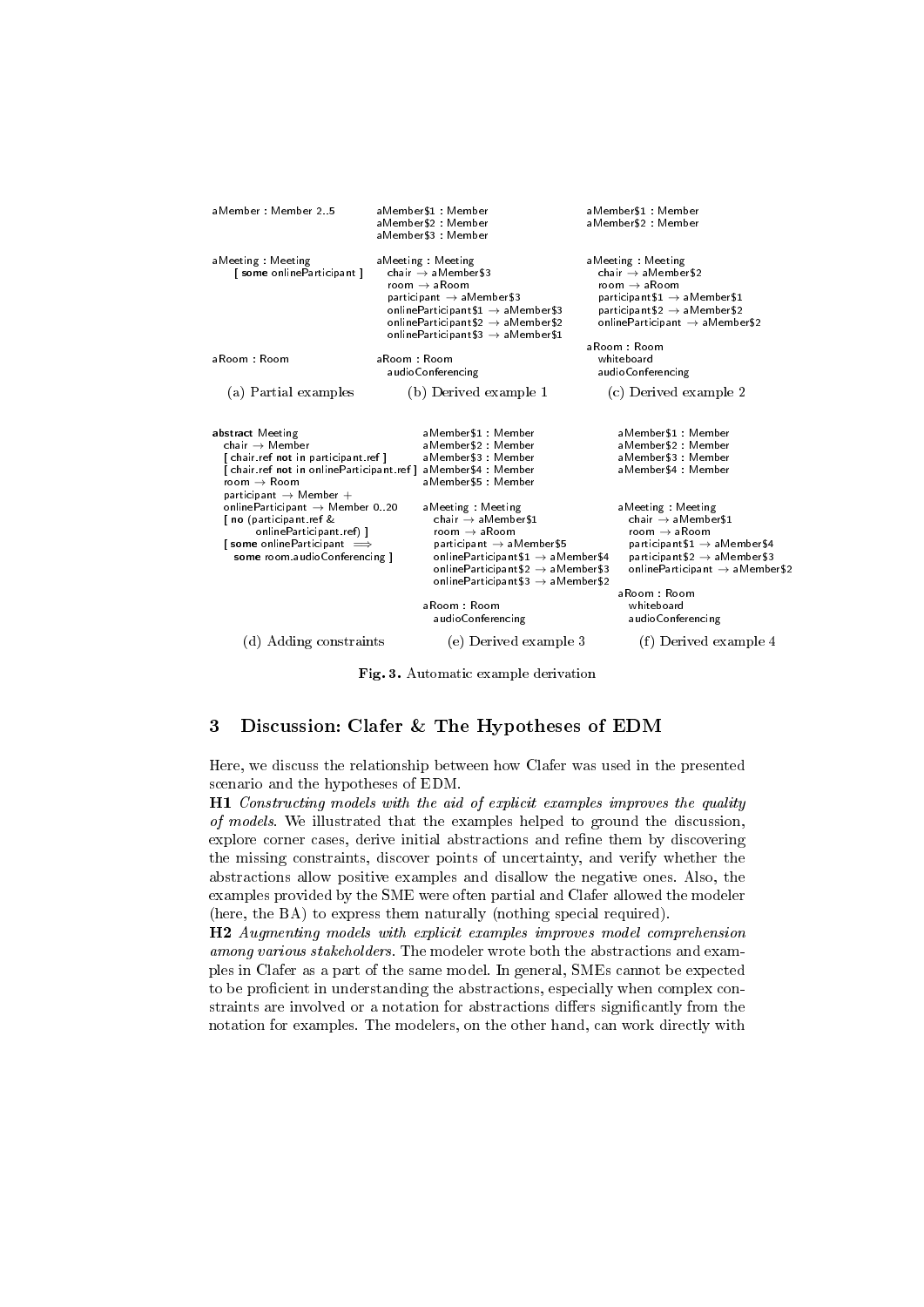```
aMember : Member 2..5

aMeeting : Meeting
    [ some onlineParticipant ]

aRoom : Room
```

(a) Partial examples

```
aMember$1 : Member
aMember$2 : Member
aMember$3 : Member

aMeeting : Meeting
  chair → aMember$3
  room → aRoom
  participant → aMember$3
  onlineParticipant$1 → aMember$3
  onlineParticipant$2 → aMember$2
  onlineParticipant$3 → aMember$1

aRoom : Room
  audioConferencing
```

(b) Derived example 1

```
aMember$1 : Member
aMember$2 : Member

aMeeting : Meeting
  chair → aMember$2
  room → aRoom
  participant$1 → aMember$1
  participant$2 → aMember$2
  onlineParticipant → aMember$2

aRoom : Room
  whiteboard
  audioConferencing
```

(c) Derived example 2

```
abstract Meeting
  chair → Member
  [ chair.ref not in participant.ref ]
  [ chair.ref not in onlineParticipant.ref ]
  room → Room
  participant → Member +
  onlineParticipant → Member 0..20
  [ no (participant.ref &
        onlineParticipant.ref) ]
  [ some onlineParticipant  ⟹
    some room.audioConferencing ]
```

(d) Adding constraints

```
aMember$1 : Member
aMember$2 : Member
aMember$3 : Member
aMember$4 : Member
aMember$5 : Member

aMeeting : Meeting
  chair → aMember$1
  room → aRoom
  participant → aMember$5
  onlineParticipant$1 → aMember$4
  onlineParticipant$2 → aMember$3
  onlineParticipant$3 → aMember$2

aRoom : Room
  audioConferencing
```

(e) Derived example 3

```
aMember$1 : Member
aMember$2 : Member
aMember$3 : Member
aMember$4 : Member

aMeeting : Meeting
  chair → aMember$1
  room → aRoom
  participant$1 → aMember$4
  participant$2 → aMember$3
  onlineParticipant → aMember$2

aRoom : Room
  whiteboard
  audioConferencing
```

(f) Derived example 4

**Fig. 3.** Automatic example derivation

## 3 Discussion: Clafer & The Hypotheses of EDM

Here, we discuss the relationship between how Clafer was used in the presented scenario and the hypotheses of EDM.

**H1** *Constructing models with the aid of explicit examples improves the quality of models.* We illustrated that the examples helped to ground the discussion, explore corner cases, derive initial abstractions and refine them by discovering the missing constraints, discover points of uncertainty, and verify whether the abstractions allow positive examples and disallow the negative ones. Also, the examples provided by the SME were often partial and Clafer allowed the modeler (here, the BA) to express them naturally (nothing special required).

**H2** *Augmenting models with explicit examples improves model comprehension among various stakeholders.* The modeler wrote both the abstractions and examples in Clafer as a part of the same model. In general, SMEs cannot be expected to be proficient in understanding the abstractions, especially when complex constraints are involved or a notation for abstractions differs significantly from the notation for examples. The modelers, on the other hand, can work directly with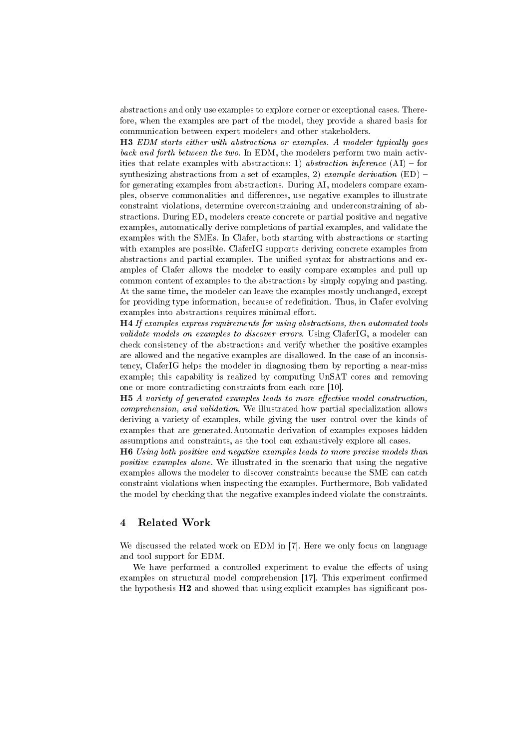abstractions and only use examples to explore corner or exceptional cases. Therefore, when the examples are part of the model, they provide a shared basis for communication between expert modelers and other stakeholders.

**H3** *EDM starts either with abstractions or examples. A modeler typically goes back and forth between the two.* In EDM, the modelers perform two main activities that relate examples with abstractions: 1) *abstraction inference* (AI) – for synthesizing abstractions from a set of examples, 2) *example derivation* (ED) – for generating examples from abstractions. During AI, modelers compare examples, observe commonalities and differences, use negative examples to illustrate constraint violations, determine overconstraining and underconstraining of abstractions. During ED, modelers create concrete or partial positive and negative examples, automatically derive completions of partial examples, and validate the examples with the SMEs. In Clafer, both starting with abstractions or starting with examples are possible. ClaferIG supports deriving concrete examples from abstractions and partial examples. The unified syntax for abstractions and examples of Clafer allows the modeler to easily compare examples and pull up common content of examples to the abstractions by simply copying and pasting. At the same time, the modeler can leave the examples mostly unchanged, except for providing type information, because of redefinition. Thus, in Clafer evolving examples into abstractions requires minimal effort.

**H4** *If examples express requirements for using abstractions, then automated tools validate models on examples to discover errors.* Using ClaferIG, a modeler can check consistency of the abstractions and verify whether the positive examples are allowed and the negative examples are disallowed. In the case of an inconsistency, ClaferIG helps the modeler in diagnosing them by reporting a near-miss example; this capability is realized by computing UnSAT cores and removing one or more contradicting constraints from each core [10].

**H5** *A variety of generated examples leads to more effective model construction, comprehension, and validation.* We illustrated how partial specialization allows deriving a variety of examples, while giving the user control over the kinds of examples that are generated.Automatic derivation of examples exposes hidden assumptions and constraints, as the tool can exhaustively explore all cases.

**H6** *Using both positive and negative examples leads to more precise models than positive examples alone.* We illustrated in the scenario that using the negative examples allows the modeler to discover constraints because the SME can catch constraint violations when inspecting the examples. Furthermore, Bob validated the model by checking that the negative examples indeed violate the constraints.

## 4 Related Work

We discussed the related work on EDM in [7]. Here we only focus on language and tool support for EDM.

We have performed a controlled experiment to evalue the effects of using examples on structural model comprehension [17]. This experiment confirmed the hypothesis **H2** and showed that using explicit examples has significant pos-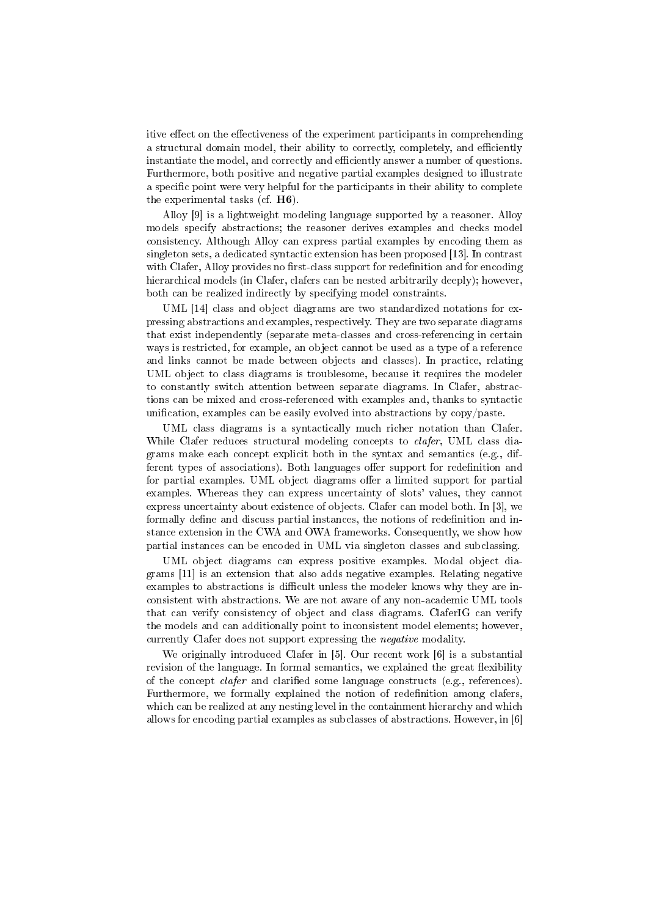itive effect on the effectiveness of the experiment participants in comprehending a structural domain model, their ability to correctly, completely, and efficiently instantiate the model, and correctly and efficiently answer a number of questions. Furthermore, both positive and negative partial examples designed to illustrate a specific point were very helpful for the participants in their ability to complete the experimental tasks (cf. **H6**).

Alloy [9] is a lightweight modeling language supported by a reasoner. Alloy models specify abstractions; the reasoner derives examples and checks model consistency. Although Alloy can express partial examples by encoding them as singleton sets, a dedicated syntactic extension has been proposed [13]. In contrast with Clafer, Alloy provides no first-class support for redefinition and for encoding hierarchical models (in Clafer, clafers can be nested arbitrarily deeply); however, both can be realized indirectly by specifying model constraints.

UML [14] class and object diagrams are two standardized notations for expressing abstractions and examples, respectively. They are two separate diagrams that exist independently (separate meta-classes and cross-referencing in certain ways is restricted, for example, an object cannot be used as a type of a reference and links cannot be made between objects and classes). In practice, relating UML object to class diagrams is troublesome, because it requires the modeler to constantly switch attention between separate diagrams. In Clafer, abstractions can be mixed and cross-referenced with examples and, thanks to syntactic unification, examples can be easily evolved into abstractions by copy/paste.

UML class diagrams is a syntactically much richer notation than Clafer. While Clafer reduces structural modeling concepts to *clafer*, UML class diagrams make each concept explicit both in the syntax and semantics (e.g., different types of associations). Both languages offer support for redefinition and for partial examples. UML object diagrams offer a limited support for partial examples. Whereas they can express uncertainty of slots' values, they cannot express uncertainty about existence of objects. Clafer can model both. In [3], we formally define and discuss partial instances, the notions of redefinition and instance extension in the CWA and OWA frameworks. Consequently, we show how partial instances can be encoded in UML via singleton classes and subclassing.

UML object diagrams can express positive examples. Modal object diagrams [11] is an extension that also adds negative examples. Relating negative examples to abstractions is difficult unless the modeler knows why they are inconsistent with abstractions. We are not aware of any non-academic UML tools that can verify consistency of object and class diagrams. ClaferIG can verify the models and can additionally point to inconsistent model elements; however, currently Clafer does not support expressing the *negative* modality.

We originally introduced Clafer in [5]. Our recent work [6] is a substantial revision of the language. In formal semantics, we explained the great flexibility of the concept *clafer* and clarified some language constructs (e.g., references). Furthermore, we formally explained the notion of redefinition among clafers, which can be realized at any nesting level in the containment hierarchy and which allows for encoding partial examples as subclasses of abstractions. However, in [6]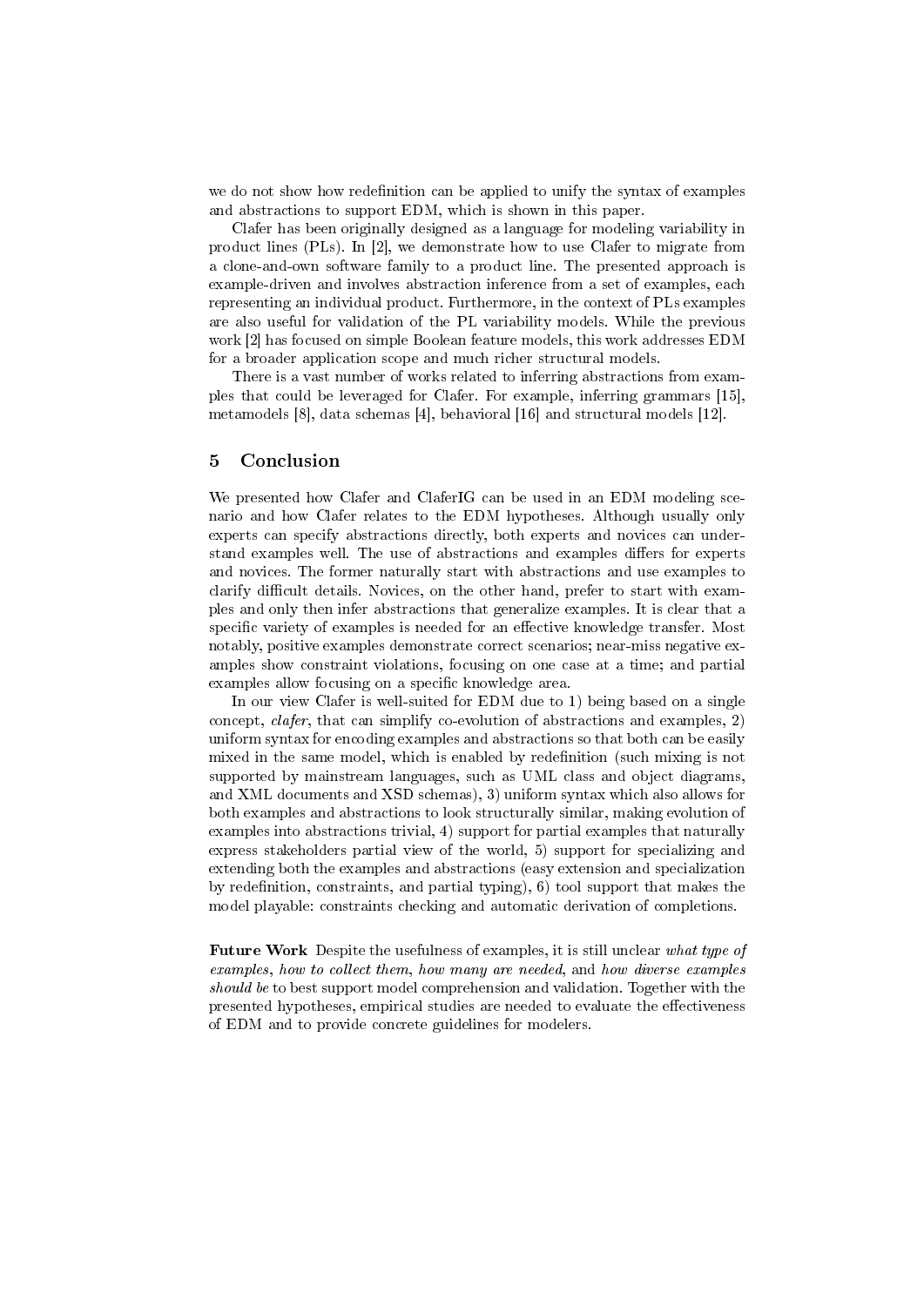we do not show how redefinition can be applied to unify the syntax of examples and abstractions to support EDM, which is shown in this paper.

Clafer has been originally designed as a language for modeling variability in product lines (PLs). In [2], we demonstrate how to use Clafer to migrate from a clone-and-own software family to a product line. The presented approach is example-driven and involves abstraction inference from a set of examples, each representing an individual product. Furthermore, in the context of PLs examples are also useful for validation of the PL variability models. While the previous work [2] has focused on simple Boolean feature models, this work addresses EDM for a broader application scope and much richer structural models.

There is a vast number of works related to inferring abstractions from examples that could be leveraged for Clafer. For example, inferring grammars [15], metamodels [8], data schemas [4], behavioral [16] and structural models [12].

## 5 Conclusion

We presented how Clafer and ClaferIG can be used in an EDM modeling scenario and how Clafer relates to the EDM hypotheses. Although usually only experts can specify abstractions directly, both experts and novices can understand examples well. The use of abstractions and examples differs for experts and novices. The former naturally start with abstractions and use examples to clarify difficult details. Novices, on the other hand, prefer to start with examples and only then infer abstractions that generalize examples. It is clear that a specific variety of examples is needed for an effective knowledge transfer. Most notably, positive examples demonstrate correct scenarios; near-miss negative examples show constraint violations, focusing on one case at a time; and partial examples allow focusing on a specific knowledge area.

In our view Clafer is well-suited for EDM due to 1) being based on a single concept, *clafer*, that can simplify co-evolution of abstractions and examples, 2) uniform syntax for encoding examples and abstractions so that both can be easily mixed in the same model, which is enabled by redefinition (such mixing is not supported by mainstream languages, such as UML class and object diagrams, and XML documents and XSD schemas), 3) uniform syntax which also allows for both examples and abstractions to look structurally similar, making evolution of examples into abstractions trivial, 4) support for partial examples that naturally express stakeholders partial view of the world, 5) support for specializing and extending both the examples and abstractions (easy extension and specialization by redefinition, constraints, and partial typing), 6) tool support that makes the model playable: constraints checking and automatic derivation of completions.

**Future Work** Despite the usefulness of examples, it is still unclear *what type of examples*, *how to collect them*, *how many are needed*, and *how diverse examples should be* to best support model comprehension and validation. Together with the presented hypotheses, empirical studies are needed to evaluate the effectiveness of EDM and to provide concrete guidelines for modelers.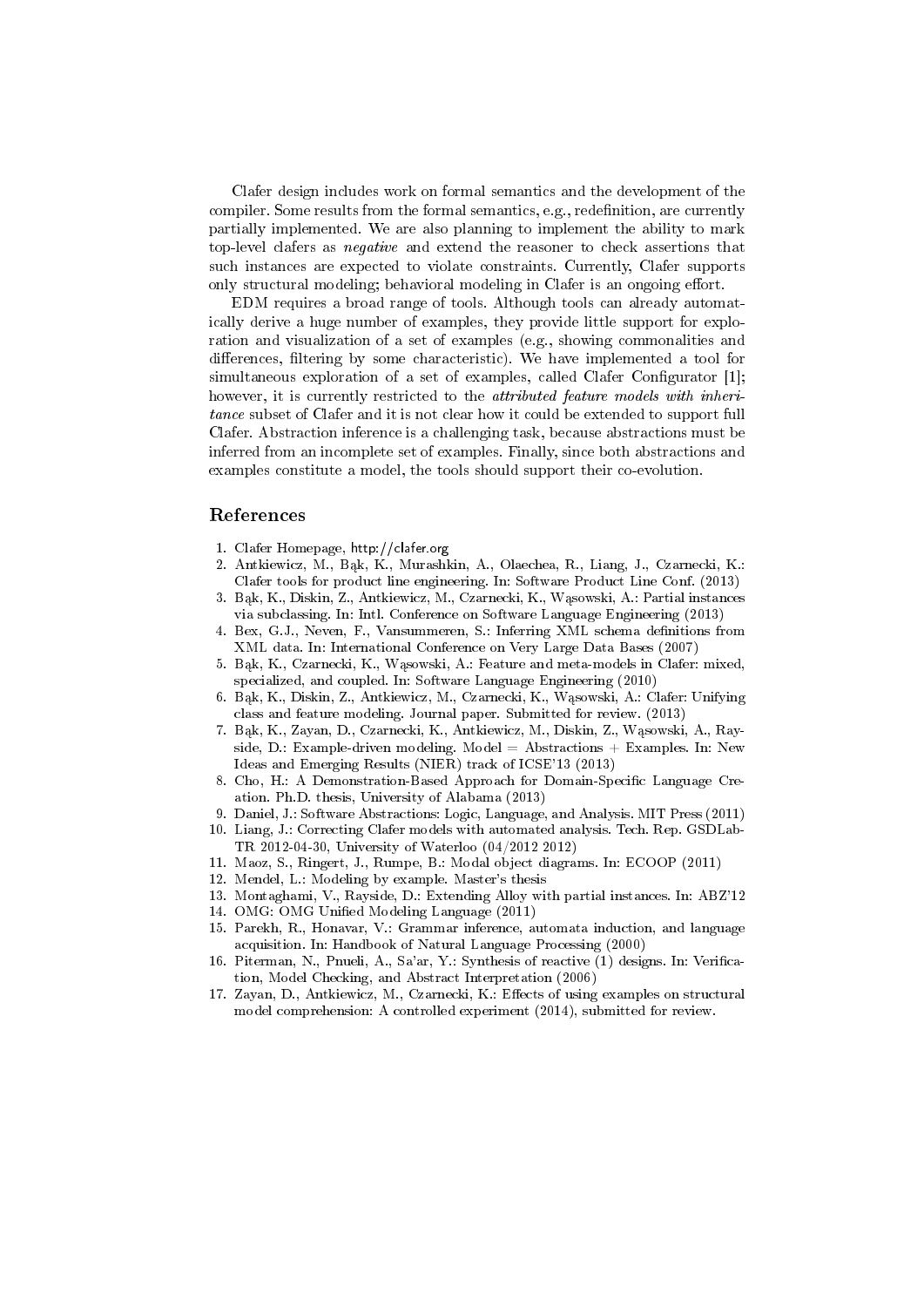Clafer design includes work on formal semantics and the development of the compiler. Some results from the formal semantics, e.g., redefinition, are currently partially implemented. We are also planning to implement the ability to mark top-level clafers as *negative* and extend the reasoner to check assertions that such instances are expected to violate constraints. Currently, Clafer supports only structural modeling; behavioral modeling in Clafer is an ongoing effort.

EDM requires a broad range of tools. Although tools can already automatically derive a huge number of examples, they provide little support for exploration and visualization of a set of examples (e.g., showing commonalities and differences, filtering by some characteristic). We have implemented a tool for simultaneous exploration of a set of examples, called Clafer Configurator [1]; however, it is currently restricted to the *attributed feature models with inheritance* subset of Clafer and it is not clear how it could be extended to support full Clafer. Abstraction inference is a challenging task, because abstractions must be inferred from an incomplete set of examples. Finally, since both abstractions and examples constitute a model, the tools should support their co-evolution.

## References

1. Clafer Homepage, http://clafer.org
2. Antkiewicz, M., Bąk, K., Murashkin, A., Olaechea, R., Liang, J., Czarnecki, K.: Clafer tools for product line engineering. In: Software Product Line Conf. (2013)
3. Bąk, K., Diskin, Z., Antkiewicz, M., Czarnecki, K., Wąsowski, A.: Partial instances via subclassing. In: Intl. Conference on Software Language Engineering (2013)
4. Bex, G.J., Neven, F., Vansummeren, S.: Inferring XML schema definitions from XML data. In: International Conference on Very Large Data Bases (2007)
5. Bąk, K., Czarnecki, K., Wąsowski, A.: Feature and meta-models in Clafer: mixed, specialized, and coupled. In: Software Language Engineering (2010)
6. Bąk, K., Diskin, Z., Antkiewicz, M., Czarnecki, K., Wąsowski, A.: Clafer: Unifying class and feature modeling. Journal paper. Submitted for review. (2013)
7. Bąk, K., Zayan, D., Czarnecki, K., Antkiewicz, M., Diskin, Z., Wąsowski, A., Rayside, D.: Example-driven modeling. Model = Abstractions + Examples. In: New Ideas and Emerging Results (NIER) track of ICSE'13 (2013)
8. Cho, H.: A Demonstration-Based Approach for Domain-Specific Language Creation. Ph.D. thesis, University of Alabama (2013)
9. Daniel, J.: Software Abstractions: Logic, Language, and Analysis. MIT Press (2011)
10. Liang, J.: Correcting Clafer models with automated analysis. Tech. Rep. GSDLab-TR 2012-04-30, University of Waterloo (04/2012 2012)
11. Maoz, S., Ringert, J., Rumpe, B.: Modal object diagrams. In: ECOOP (2011)
12. Mendel, L.: Modeling by example. Master's thesis
13. Montaghami, V., Rayside, D.: Extending Alloy with partial instances. In: ABZ'12
14. OMG: OMG Unified Modeling Language (2011)
15. Parekh, R., Honavar, V.: Grammar inference, automata induction, and language acquisition. In: Handbook of Natural Language Processing (2000)
16. Piterman, N., Pnueli, A., Sa'ar, Y.: Synthesis of reactive (1) designs. In: Verification, Model Checking, and Abstract Interpretation (2006)
17. Zayan, D., Antkiewicz, M., Czarnecki, K.: Effects of using examples on structural model comprehension: A controlled experiment (2014), submitted for review.